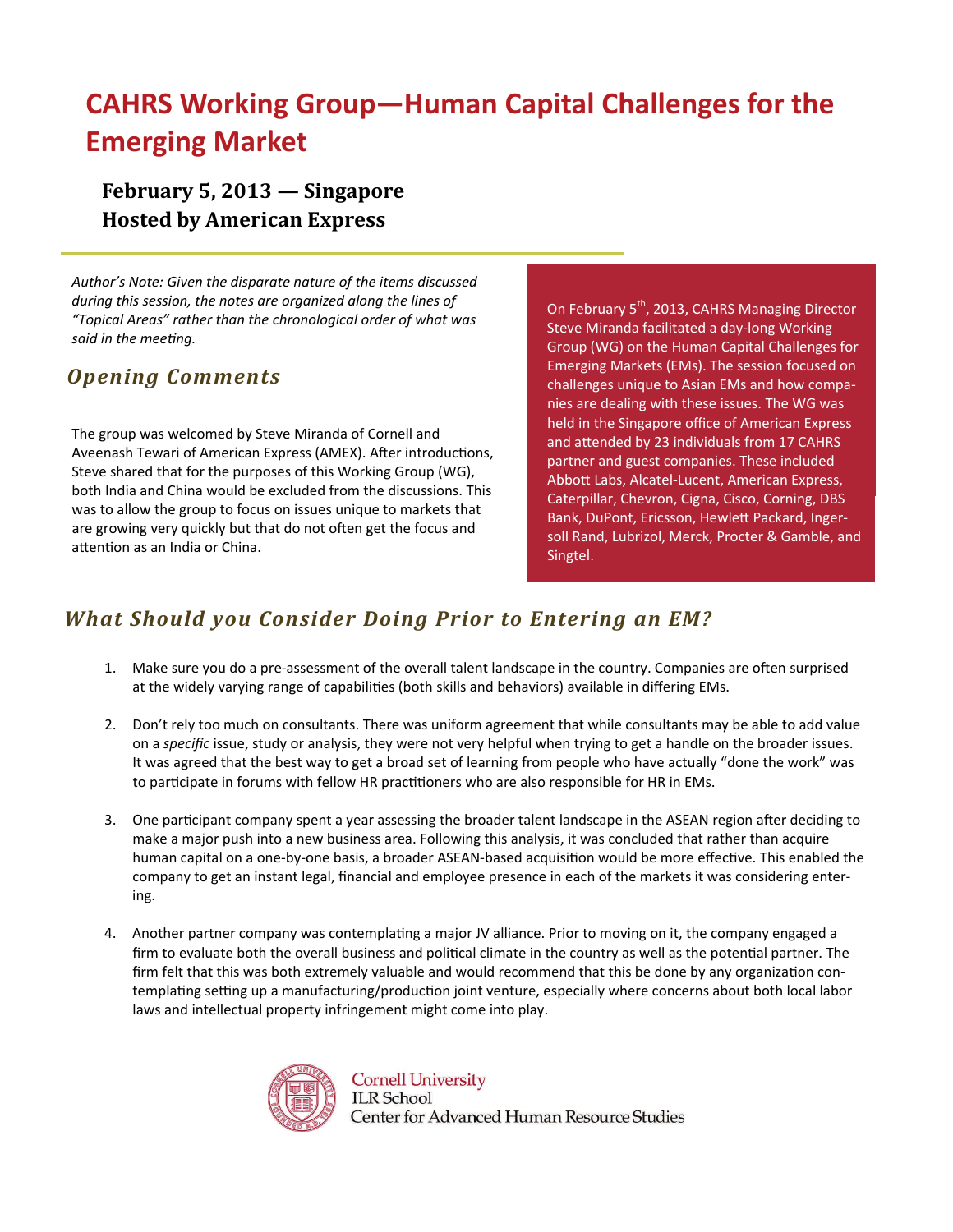# CAHRS Working Group—Human Capital Challenges for the Emerging Market

**February 5, 2013 — Singapore**
**Hosted by American Express**

*Author's Note: Given the disparate nature of the items discussed during this session, the notes are organized along the lines of "Topical Areas" rather than the chronological order of what was said in the meeting.*

On February 5th, 2013, CAHRS Managing Director Steve Miranda facilitated a day-long Working Group (WG) on the Human Capital Challenges for Emerging Markets (EMs). The session focused on challenges unique to Asian EMs and how companies are dealing with these issues. The WG was held in the Singapore office of American Express and attended by 23 individuals from 17 CAHRS partner and guest companies. These included Abbott Labs, Alcatel-Lucent, American Express, Caterpillar, Chevron, Cigna, Cisco, Corning, DBS Bank, DuPont, Ericsson, Hewlett Packard, Ingersoll Rand, Lubrizol, Merck, Procter & Gamble, and Singtel.

## Opening Comments

The group was welcomed by Steve Miranda of Cornell and Aveenash Tewari of American Express (AMEX). After introductions, Steve shared that for the purposes of this Working Group (WG), both India and China would be excluded from the discussions. This was to allow the group to focus on issues unique to markets that are growing very quickly but that do not often get the focus and attention as an India or China.

## What Should you Consider Doing Prior to Entering an EM?

1. Make sure you do a pre-assessment of the overall talent landscape in the country. Companies are often surprised at the widely varying range of capabilities (both skills and behaviors) available in differing EMs.

2. Don't rely too much on consultants. There was uniform agreement that while consultants may be able to add value on a *specific* issue, study or analysis, they were not very helpful when trying to get a handle on the broader issues. It was agreed that the best way to get a broad set of learning from people who have actually "done the work" was to participate in forums with fellow HR practitioners who are also responsible for HR in EMs.

3. One participant company spent a year assessing the broader talent landscape in the ASEAN region after deciding to make a major push into a new business area. Following this analysis, it was concluded that rather than acquire human capital on a one-by-one basis, a broader ASEAN-based acquisition would be more effective. This enabled the company to get an instant legal, financial and employee presence in each of the markets it was considering entering.

4. Another partner company was contemplating a major JV alliance. Prior to moving on it, the company engaged a firm to evaluate both the overall business and political climate in the country as well as the potential partner. The firm felt that this was both extremely valuable and would recommend that this be done by any organization contemplating setting up a manufacturing/production joint venture, especially where concerns about both local labor laws and intellectual property infringement might come into play.

Cornell University
ILR School
Center for Advanced Human Resource Studies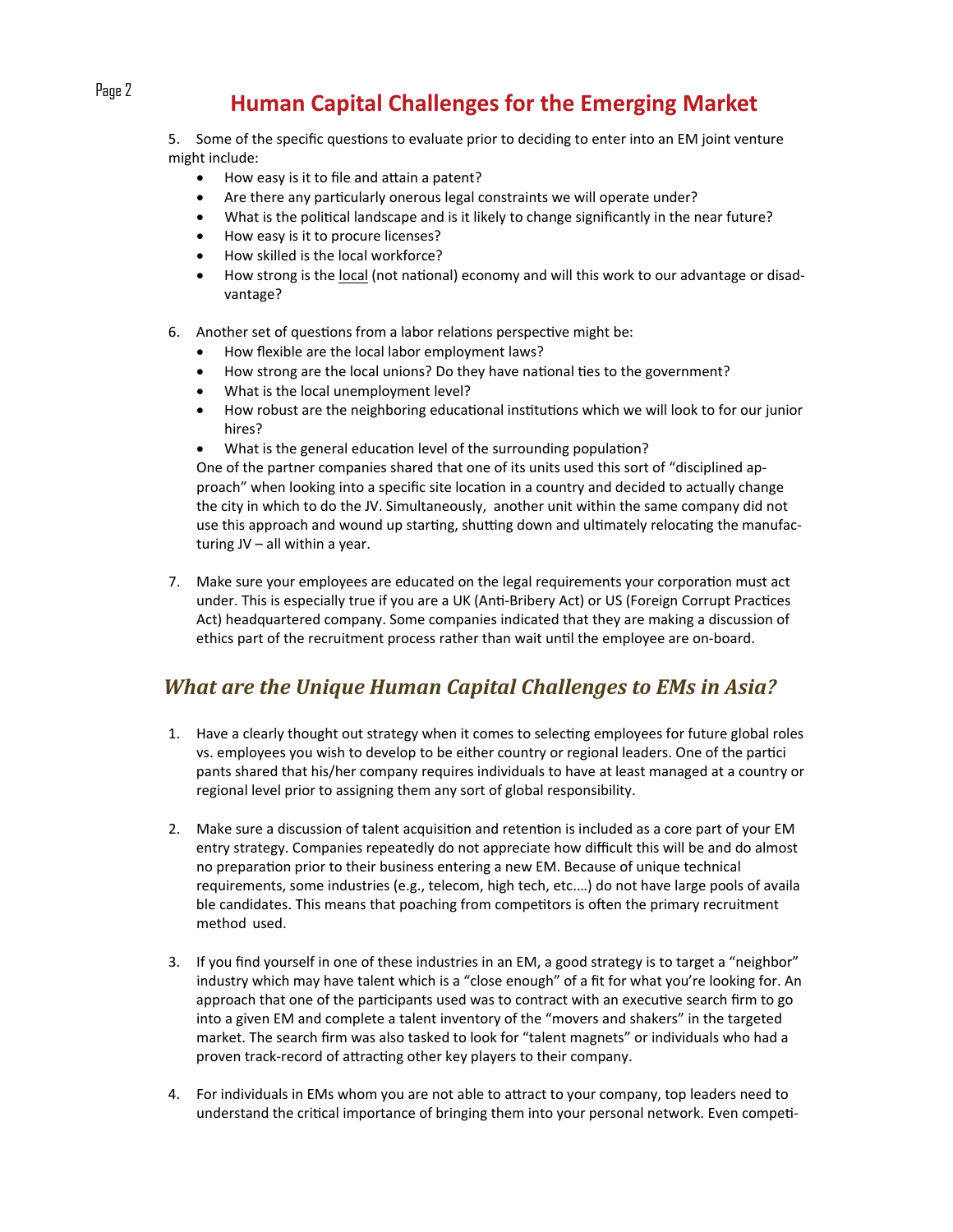5. Some of the specific questions to evaluate prior to deciding to enter into an EM joint venture might include:
    - How easy is it to file and attain a patent?
    - Are there any particularly onerous legal constraints we will operate under?
    - What is the political landscape and is it likely to change significantly in the near future?
    - How easy is it to procure licenses?
    - How skilled is the local workforce?
    - How strong is the <u>local</u> (not national) economy and will this work to our advantage or disadvantage?

6. Another set of questions from a labor relations perspective might be:
    - How flexible are the local labor employment laws?
    - How strong are the local unions? Do they have national ties to the government?
    - What is the local unemployment level?
    - How robust are the neighboring educational institutions which we will look to for our junior hires?
    - What is the general education level of the surrounding population?

   One of the partner companies shared that one of its units used this sort of "disciplined approach" when looking into a specific site location in a country and decided to actually change the city in which to do the JV. Simultaneously, another unit within the same company did not use this approach and wound up starting, shutting down and ultimately relocating the manufacturing JV – all within a year.

7. Make sure your employees are educated on the legal requirements your corporation must act under. This is especially true if you are a UK (Anti-Bribery Act) or US (Foreign Corrupt Practices Act) headquartered company. Some companies indicated that they are making a discussion of ethics part of the recruitment process rather than wait until the employee are on-board.

## *What are the Unique Human Capital Challenges to EMs in Asia?*

1. Have a clearly thought out strategy when it comes to selecting employees for future global roles vs. employees you wish to develop to be either country or regional leaders. One of the participants shared that his/her company requires individuals to have at least managed at a country or regional level prior to assigning them any sort of global responsibility.

2. Make sure a discussion of talent acquisition and retention is included as a core part of your EM entry strategy. Companies repeatedly do not appreciate how difficult this will be and do almost no preparation prior to their business entering a new EM. Because of unique technical requirements, some industries (e.g., telecom, high tech, etc.…) do not have large pools of available candidates. This means that poaching from competitors is often the primary recruitment method used.

3. If you find yourself in one of these industries in an EM, a good strategy is to target a "neighbor" industry which may have talent which is a "close enough" of a fit for what you're looking for. An approach that one of the participants used was to contract with an executive search firm to go into a given EM and complete a talent inventory of the "movers and shakers" in the targeted market. The search firm was also tasked to look for "talent magnets" or individuals who had a proven track-record of attracting other key players to their company.

4. For individuals in EMs whom you are not able to attract to your company, top leaders need to understand the critical importance of bringing them into your personal network. Even competi-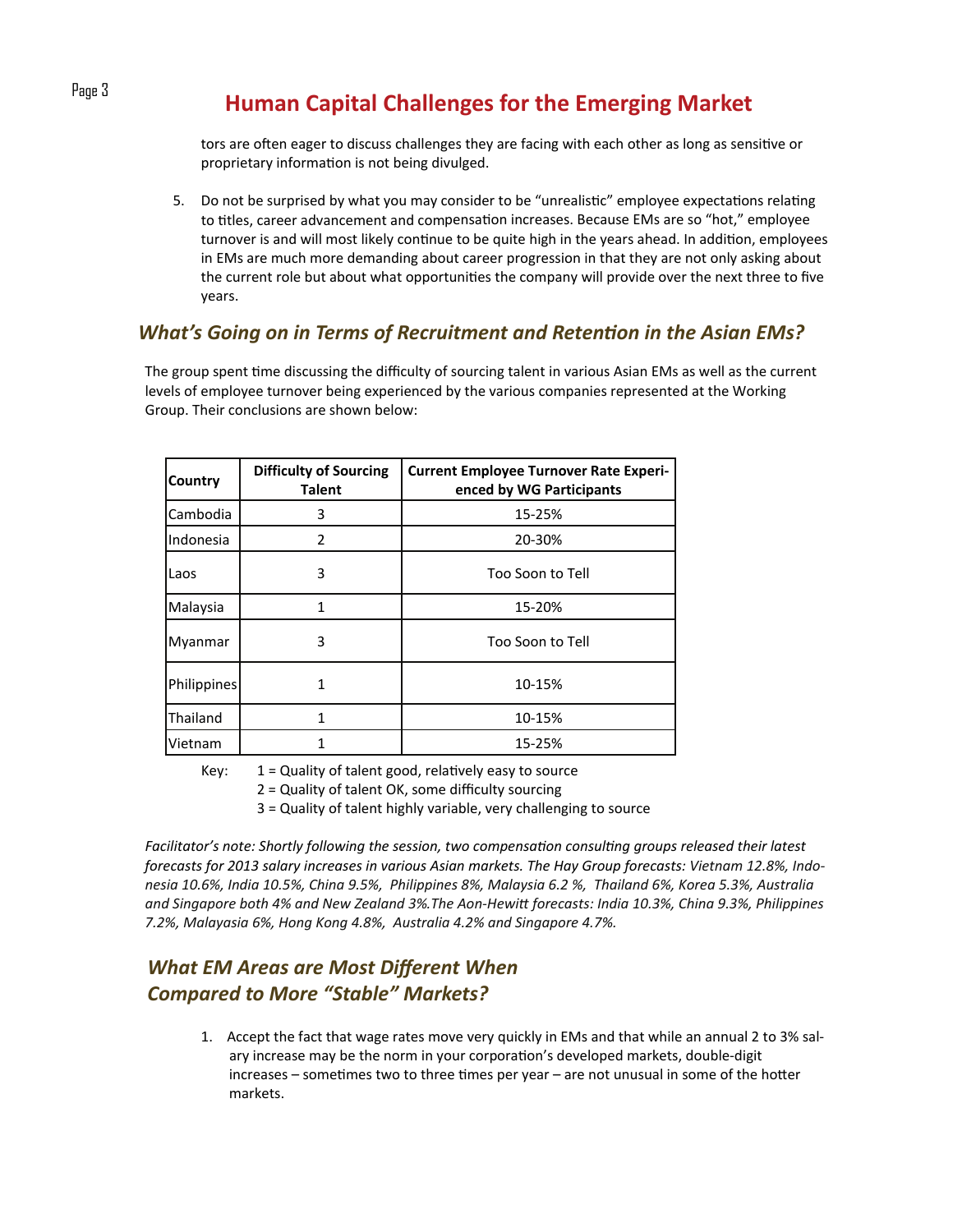tors are often eager to discuss challenges they are facing with each other as long as sensitive or proprietary information is not being divulged.

5. Do not be surprised by what you may consider to be "unrealistic" employee expectations relating to titles, career advancement and compensation increases. Because EMs are so "hot," employee turnover is and will most likely continue to be quite high in the years ahead. In addition, employees in EMs are much more demanding about career progression in that they are not only asking about the current role but about what opportunities the company will provide over the next three to five years.

## *What's Going on in Terms of Recruitment and Retention in the Asian EMs?*

The group spent time discussing the difficulty of sourcing talent in various Asian EMs as well as the current levels of employee turnover being experienced by the various companies represented at the Working Group. Their conclusions are shown below:

| Country | Difficulty of Sourcing Talent | Current Employee Turnover Rate Experienced by WG Participants |
|---|---|---|
| Cambodia | 3 | 15-25% |
| Indonesia | 2 | 20-30% |
| Laos | 3 | Too Soon to Tell |
| Malaysia | 1 | 15-20% |
| Myanmar | 3 | Too Soon to Tell |
| Philippines | 1 | 10-15% |
| Thailand | 1 | 10-15% |
| Vietnam | 1 | 15-25% |

Key: 1 = Quality of talent good, relatively easy to source
2 = Quality of talent OK, some difficulty sourcing
3 = Quality of talent highly variable, very challenging to source

*Facilitator's note: Shortly following the session, two compensation consulting groups released their latest forecasts for 2013 salary increases in various Asian markets. The Hay Group forecasts: Vietnam 12.8%, Indonesia 10.6%, India 10.5%, China 9.5%, Philippines 8%, Malaysia 6.2 %, Thailand 6%, Korea 5.3%, Australia and Singapore both 4% and New Zealand 3%.The Aon-Hewitt forecasts: India 10.3%, China 9.3%, Philippines 7.2%, Malayasia 6%, Hong Kong 4.8%, Australia 4.2% and Singapore 4.7%.*

## *What EM Areas are Most Different When Compared to More "Stable" Markets?*

1. Accept the fact that wage rates move very quickly in EMs and that while an annual 2 to 3% salary increase may be the norm in your corporation's developed markets, double-digit increases – sometimes two to three times per year – are not unusual in some of the hotter markets.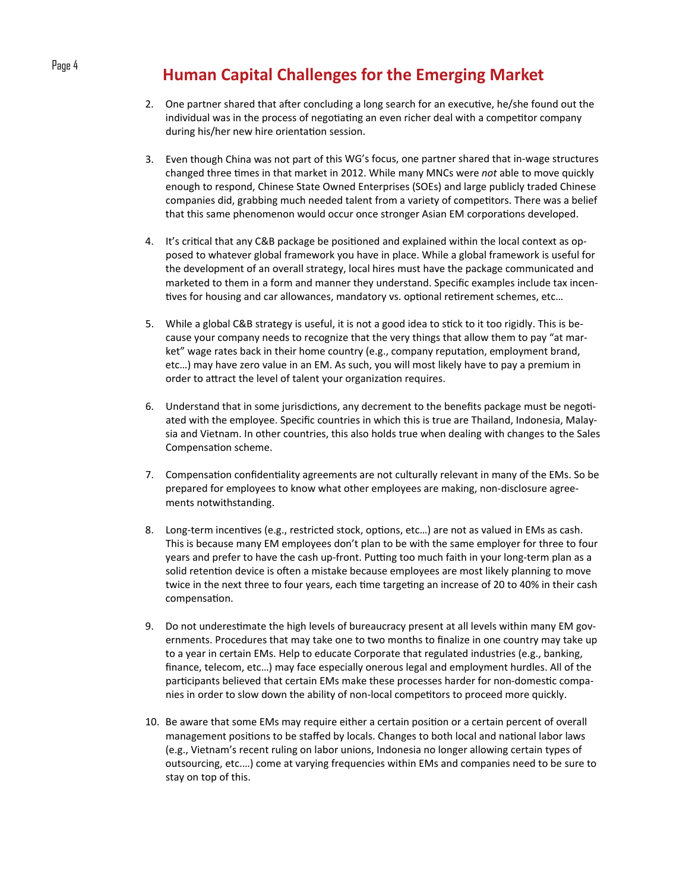## Human Capital Challenges for the Emerging Market

2. One partner shared that after concluding a long search for an executive, he/she found out the individual was in the process of negotiating an even richer deal with a competitor company during his/her new hire orientation session.

3. Even though China was not part of this WG's focus, one partner shared that in-wage structures changed three times in that market in 2012. While many MNCs were *not* able to move quickly enough to respond, Chinese State Owned Enterprises (SOEs) and large publicly traded Chinese companies did, grabbing much needed talent from a variety of competitors. There was a belief that this same phenomenon would occur once stronger Asian EM corporations developed.

4. It's critical that any C&B package be positioned and explained within the local context as opposed to whatever global framework you have in place. While a global framework is useful for the development of an overall strategy, local hires must have the package communicated and marketed to them in a form and manner they understand. Specific examples include tax incentives for housing and car allowances, mandatory vs. optional retirement schemes, etc…

5. While a global C&B strategy is useful, it is not a good idea to stick to it too rigidly. This is because your company needs to recognize that the very things that allow them to pay "at market" wage rates back in their home country (e.g., company reputation, employment brand, etc…) may have zero value in an EM. As such, you will most likely have to pay a premium in order to attract the level of talent your organization requires.

6. Understand that in some jurisdictions, any decrement to the benefits package must be negotiated with the employee. Specific countries in which this is true are Thailand, Indonesia, Malaysia and Vietnam. In other countries, this also holds true when dealing with changes to the Sales Compensation scheme.

7. Compensation confidentiality agreements are not culturally relevant in many of the EMs. So be prepared for employees to know what other employees are making, non-disclosure agreements notwithstanding.

8. Long-term incentives (e.g., restricted stock, options, etc…) are not as valued in EMs as cash. This is because many EM employees don't plan to be with the same employer for three to four years and prefer to have the cash up-front. Putting too much faith in your long-term plan as a solid retention device is often a mistake because employees are most likely planning to move twice in the next three to four years, each time targeting an increase of 20 to 40% in their cash compensation.

9. Do not underestimate the high levels of bureaucracy present at all levels within many EM governments. Procedures that may take one to two months to finalize in one country may take up to a year in certain EMs. Help to educate Corporate that regulated industries (e.g., banking, finance, telecom, etc…) may face especially onerous legal and employment hurdles. All of the participants believed that certain EMs make these processes harder for non-domestic companies in order to slow down the ability of non-local competitors to proceed more quickly.

10. Be aware that some EMs may require either a certain position or a certain percent of overall management positions to be staffed by locals. Changes to both local and national labor laws (e.g., Vietnam's recent ruling on labor unions, Indonesia no longer allowing certain types of outsourcing, etc.…) come at varying frequencies within EMs and companies need to be sure to stay on top of this.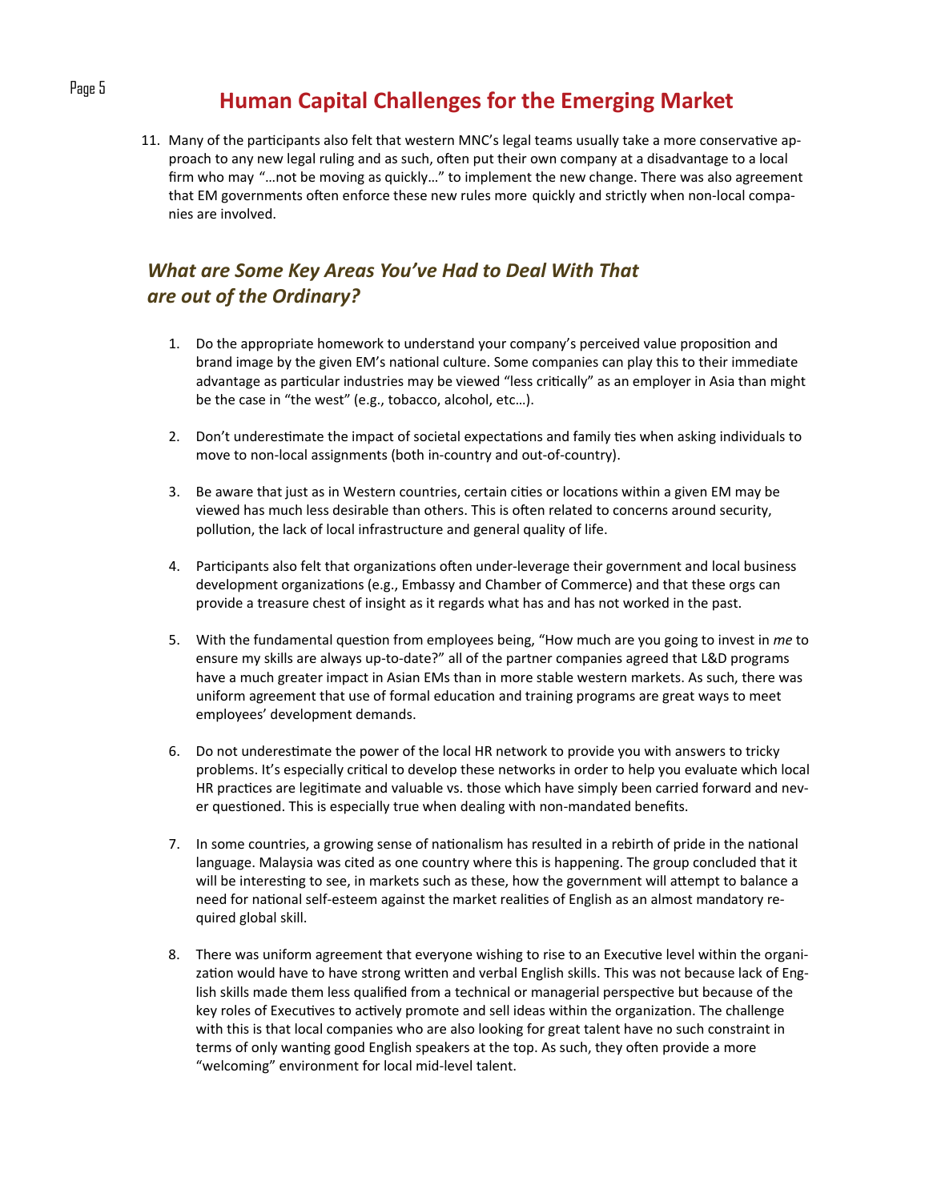# Human Capital Challenges for the Emerging Market

11. Many of the participants also felt that western MNC's legal teams usually take a more conservative approach to any new legal ruling and as such, often put their own company at a disadvantage to a local firm who may "…not be moving as quickly…" to implement the new change. There was also agreement that EM governments often enforce these new rules more quickly and strictly when non-local companies are involved.

## *What are Some Key Areas You've Had to Deal With That are out of the Ordinary?*

1. Do the appropriate homework to understand your company's perceived value proposition and brand image by the given EM's national culture. Some companies can play this to their immediate advantage as particular industries may be viewed "less critically" as an employer in Asia than might be the case in "the west" (e.g., tobacco, alcohol, etc…).

2. Don't underestimate the impact of societal expectations and family ties when asking individuals to move to non-local assignments (both in-country and out-of-country).

3. Be aware that just as in Western countries, certain cities or locations within a given EM may be viewed has much less desirable than others. This is often related to concerns around security, pollution, the lack of local infrastructure and general quality of life.

4. Participants also felt that organizations often under-leverage their government and local business development organizations (e.g., Embassy and Chamber of Commerce) and that these orgs can provide a treasure chest of insight as it regards what has and has not worked in the past.

5. With the fundamental question from employees being, "How much are you going to invest in *me* to ensure my skills are always up-to-date?" all of the partner companies agreed that L&D programs have a much greater impact in Asian EMs than in more stable western markets. As such, there was uniform agreement that use of formal education and training programs are great ways to meet employees' development demands.

6. Do not underestimate the power of the local HR network to provide you with answers to tricky problems. It's especially critical to develop these networks in order to help you evaluate which local HR practices are legitimate and valuable vs. those which have simply been carried forward and never questioned. This is especially true when dealing with non-mandated benefits.

7. In some countries, a growing sense of nationalism has resulted in a rebirth of pride in the national language. Malaysia was cited as one country where this is happening. The group concluded that it will be interesting to see, in markets such as these, how the government will attempt to balance a need for national self-esteem against the market realities of English as an almost mandatory required global skill.

8. There was uniform agreement that everyone wishing to rise to an Executive level within the organization would have to have strong written and verbal English skills. This was not because lack of English skills made them less qualified from a technical or managerial perspective but because of the key roles of Executives to actively promote and sell ideas within the organization. The challenge with this is that local companies who are also looking for great talent have no such constraint in terms of only wanting good English speakers at the top. As such, they often provide a more "welcoming" environment for local mid-level talent.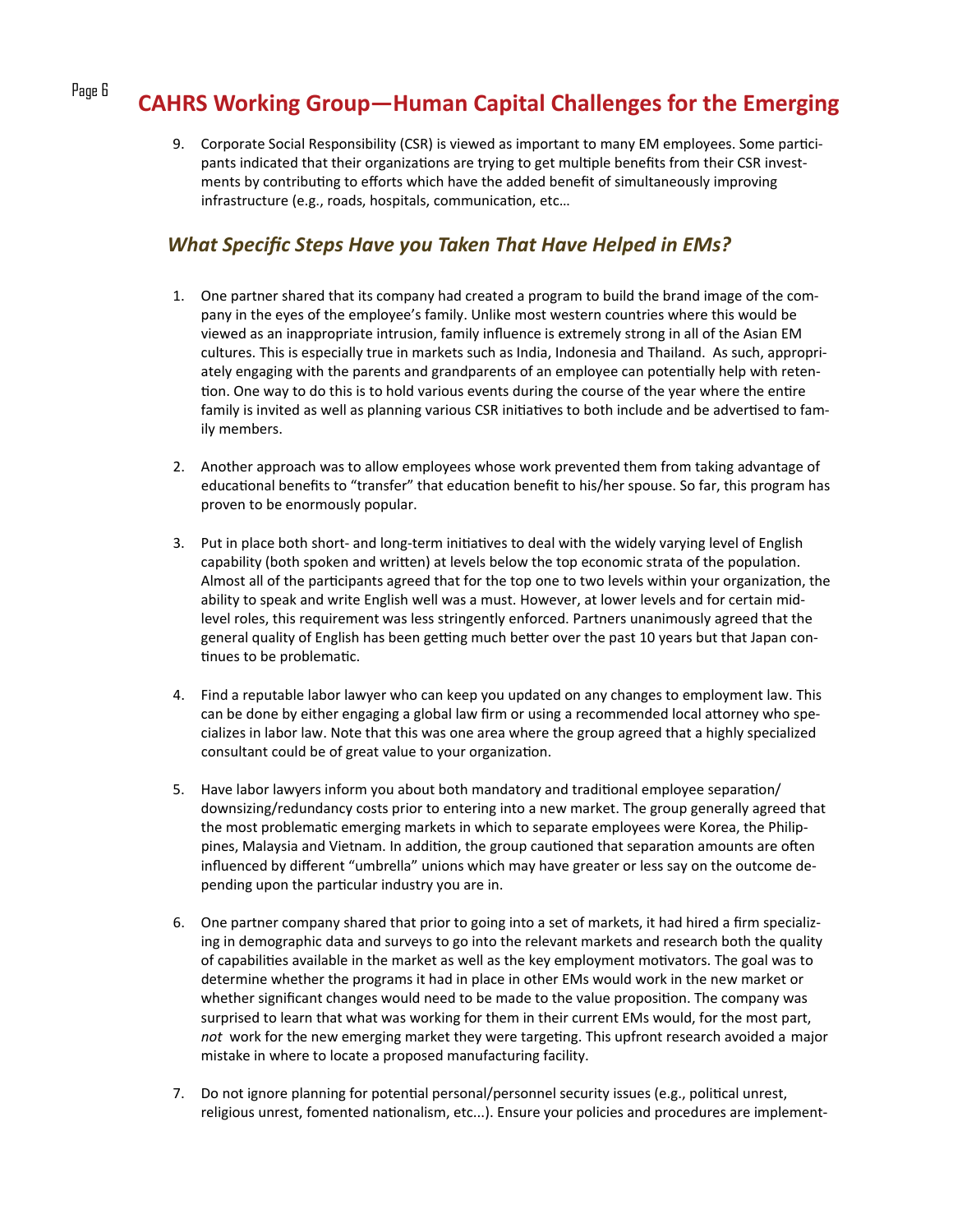9. Corporate Social Responsibility (CSR) is viewed as important to many EM employees. Some participants indicated that their organizations are trying to get multiple benefits from their CSR investments by contributing to efforts which have the added benefit of simultaneously improving infrastructure (e.g., roads, hospitals, communication, etc…

## *What Specific Steps Have you Taken That Have Helped in EMs?*

1. One partner shared that its company had created a program to build the brand image of the company in the eyes of the employee's family. Unlike most western countries where this would be viewed as an inappropriate intrusion, family influence is extremely strong in all of the Asian EM cultures. This is especially true in markets such as India, Indonesia and Thailand. As such, appropriately engaging with the parents and grandparents of an employee can potentially help with retention. One way to do this is to hold various events during the course of the year where the entire family is invited as well as planning various CSR initiatives to both include and be advertised to family members.

2. Another approach was to allow employees whose work prevented them from taking advantage of educational benefits to "transfer" that education benefit to his/her spouse. So far, this program has proven to be enormously popular.

3. Put in place both short- and long-term initiatives to deal with the widely varying level of English capability (both spoken and written) at levels below the top economic strata of the population. Almost all of the participants agreed that for the top one to two levels within your organization, the ability to speak and write English well was a must. However, at lower levels and for certain mid-level roles, this requirement was less stringently enforced. Partners unanimously agreed that the general quality of English has been getting much better over the past 10 years but that Japan continues to be problematic.

4. Find a reputable labor lawyer who can keep you updated on any changes to employment law. This can be done by either engaging a global law firm or using a recommended local attorney who specializes in labor law. Note that this was one area where the group agreed that a highly specialized consultant could be of great value to your organization.

5. Have labor lawyers inform you about both mandatory and traditional employee separation/downsizing/redundancy costs prior to entering into a new market. The group generally agreed that the most problematic emerging markets in which to separate employees were Korea, the Philippines, Malaysia and Vietnam. In addition, the group cautioned that separation amounts are often influenced by different "umbrella" unions which may have greater or less say on the outcome depending upon the particular industry you are in.

6. One partner company shared that prior to going into a set of markets, it had hired a firm specializing in demographic data and surveys to go into the relevant markets and research both the quality of capabilities available in the market as well as the key employment motivators. The goal was to determine whether the programs it had in place in other EMs would work in the new market or whether significant changes would need to be made to the value proposition. The company was surprised to learn that what was working for them in their current EMs would, for the most part, *not* work for the new emerging market they were targeting. This upfront research avoided a major mistake in where to locate a proposed manufacturing facility.

7. Do not ignore planning for potential personal/personnel security issues (e.g., political unrest, religious unrest, fomented nationalism, etc...). Ensure your policies and procedures are implement-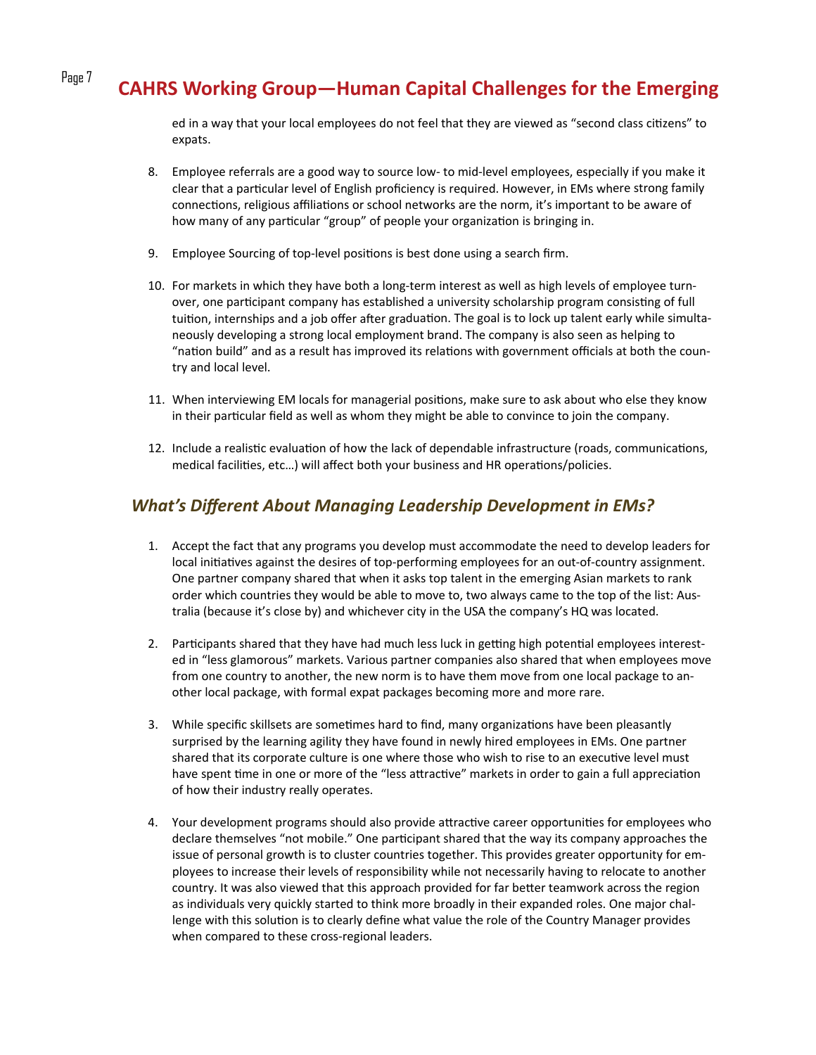ed in a way that your local employees do not feel that they are viewed as “second class citizens” to expats.

8. Employee referrals are a good way to source low- to mid-level employees, especially if you make it clear that a particular level of English proficiency is required. However, in EMs where strong family connections, religious affiliations or school networks are the norm, it’s important to be aware of how many of any particular “group” of people your organization is bringing in.

9. Employee Sourcing of top-level positions is best done using a search firm.

10. For markets in which they have both a long-term interest as well as high levels of employee turnover, one participant company has established a university scholarship program consisting of full tuition, internships and a job offer after graduation. The goal is to lock up talent early while simultaneously developing a strong local employment brand. The company is also seen as helping to “nation build” and as a result has improved its relations with government officials at both the country and local level.

11. When interviewing EM locals for managerial positions, make sure to ask about who else they know in their particular field as well as whom they might be able to convince to join the company.

12. Include a realistic evaluation of how the lack of dependable infrastructure (roads, communications, medical facilities, etc…) will affect both your business and HR operations/policies.

## *What’s Different About Managing Leadership Development in EMs?*

1. Accept the fact that any programs you develop must accommodate the need to develop leaders for local initiatives against the desires of top-performing employees for an out-of-country assignment. One partner company shared that when it asks top talent in the emerging Asian markets to rank order which countries they would be able to move to, two always came to the top of the list: Australia (because it’s close by) and whichever city in the USA the company’s HQ was located.

2. Participants shared that they have had much less luck in getting high potential employees interested in “less glamorous” markets. Various partner companies also shared that when employees move from one country to another, the new norm is to have them move from one local package to another local package, with formal expat packages becoming more and more rare.

3. While specific skillsets are sometimes hard to find, many organizations have been pleasantly surprised by the learning agility they have found in newly hired employees in EMs. One partner shared that its corporate culture is one where those who wish to rise to an executive level must have spent time in one or more of the “less attractive” markets in order to gain a full appreciation of how their industry really operates.

4. Your development programs should also provide attractive career opportunities for employees who declare themselves “not mobile.” One participant shared that the way its company approaches the issue of personal growth is to cluster countries together. This provides greater opportunity for employees to increase their levels of responsibility while not necessarily having to relocate to another country. It was also viewed that this approach provided for far better teamwork across the region as individuals very quickly started to think more broadly in their expanded roles. One major challenge with this solution is to clearly define what value the role of the Country Manager provides when compared to these cross-regional leaders.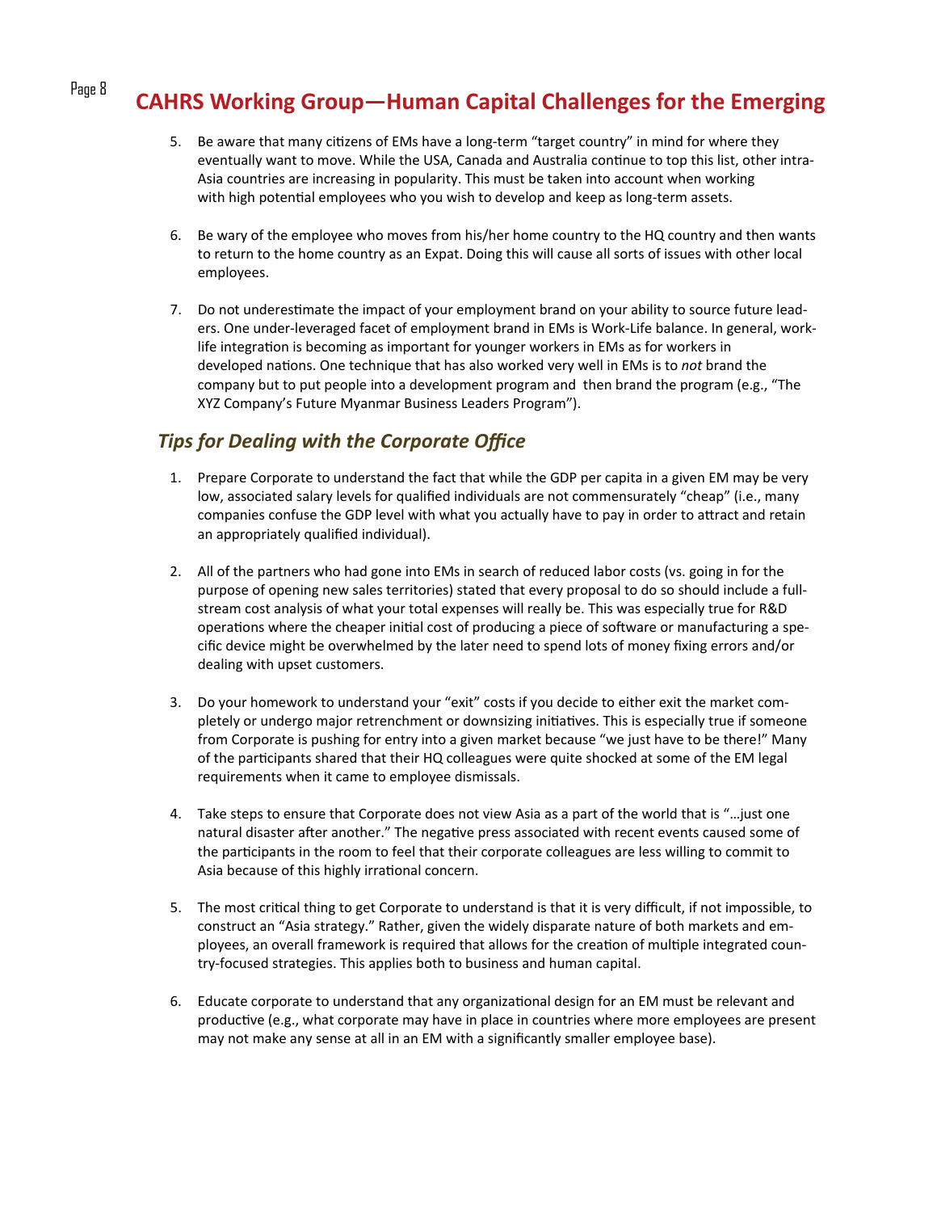5. Be aware that many citizens of EMs have a long-term "target country" in mind for where they eventually want to move. While the USA, Canada and Australia continue to top this list, other intra-Asia countries are increasing in popularity. This must be taken into account when working with high potential employees who you wish to develop and keep as long-term assets.

6. Be wary of the employee who moves from his/her home country to the HQ country and then wants to return to the home country as an Expat. Doing this will cause all sorts of issues with other local employees.

7. Do not underestimate the impact of your employment brand on your ability to source future leaders. One under-leveraged facet of employment brand in EMs is Work-Life balance. In general, work-life integration is becoming as important for younger workers in EMs as for workers in developed nations. One technique that has also worked very well in EMs is to *not* brand the company but to put people into a development program and then brand the program (e.g., "The XYZ Company's Future Myanmar Business Leaders Program").

## *Tips for Dealing with the Corporate Office*

1. Prepare Corporate to understand the fact that while the GDP per capita in a given EM may be very low, associated salary levels for qualified individuals are not commensurately "cheap" (i.e., many companies confuse the GDP level with what you actually have to pay in order to attract and retain an appropriately qualified individual).

2. All of the partners who had gone into EMs in search of reduced labor costs (vs. going in for the purpose of opening new sales territories) stated that every proposal to do so should include a full-stream cost analysis of what your total expenses will really be. This was especially true for R&D operations where the cheaper initial cost of producing a piece of software or manufacturing a specific device might be overwhelmed by the later need to spend lots of money fixing errors and/or dealing with upset customers.

3. Do your homework to understand your "exit" costs if you decide to either exit the market completely or undergo major retrenchment or downsizing initiatives. This is especially true if someone from Corporate is pushing for entry into a given market because "we just have to be there!" Many of the participants shared that their HQ colleagues were quite shocked at some of the EM legal requirements when it came to employee dismissals.

4. Take steps to ensure that Corporate does not view Asia as a part of the world that is "…just one natural disaster after another." The negative press associated with recent events caused some of the participants in the room to feel that their corporate colleagues are less willing to commit to Asia because of this highly irrational concern.

5. The most critical thing to get Corporate to understand is that it is very difficult, if not impossible, to construct an "Asia strategy." Rather, given the widely disparate nature of both markets and employees, an overall framework is required that allows for the creation of multiple integrated country-focused strategies. This applies both to business and human capital.

6. Educate corporate to understand that any organizational design for an EM must be relevant and productive (e.g., what corporate may have in place in countries where more employees are present may not make any sense at all in an EM with a significantly smaller employee base).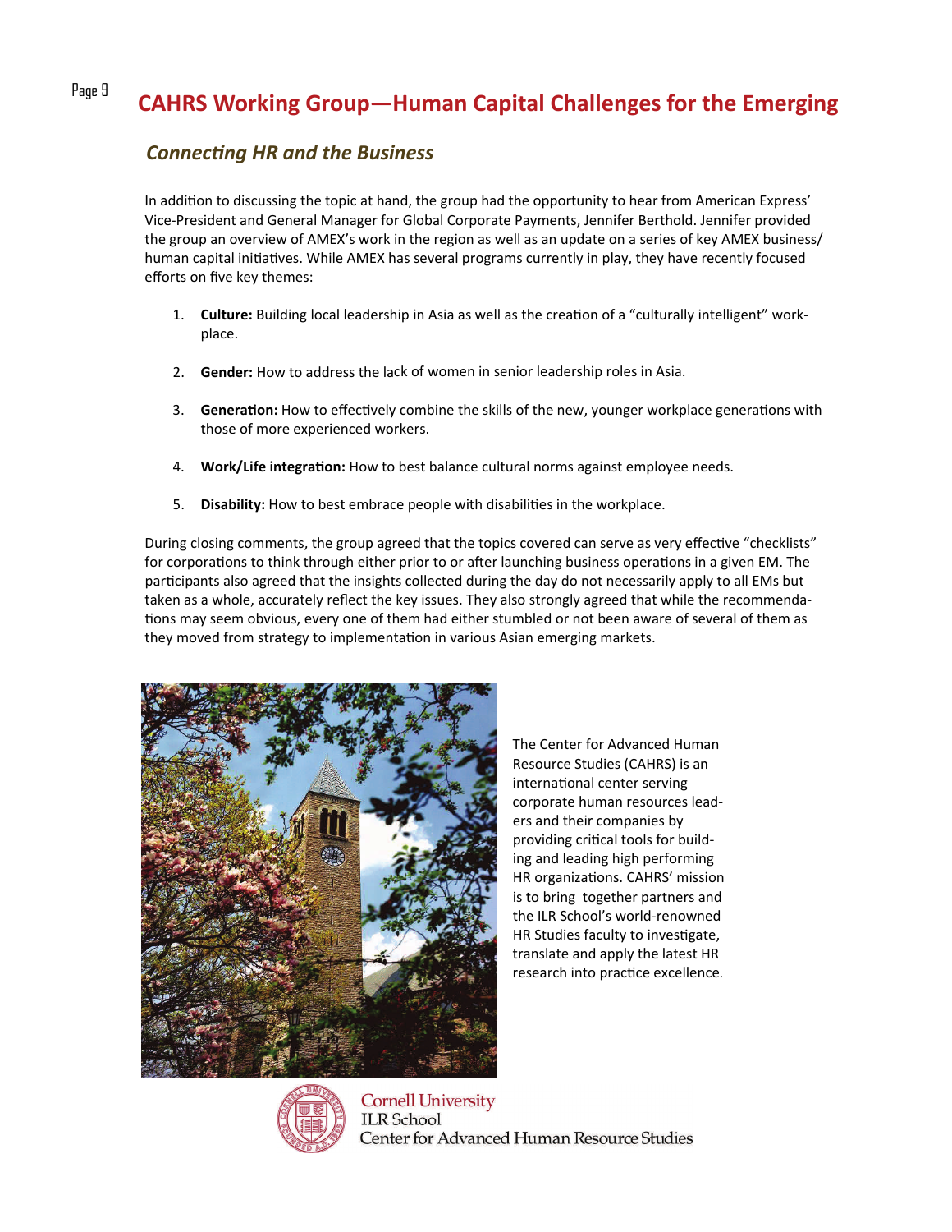## Connecting HR and the Business

In addition to discussing the topic at hand, the group had the opportunity to hear from American Express' Vice-President and General Manager for Global Corporate Payments, Jennifer Berthold. Jennifer provided the group an overview of AMEX's work in the region as well as an update on a series of key AMEX business/ human capital initiatives. While AMEX has several programs currently in play, they have recently focused efforts on five key themes:

1. **Culture:** Building local leadership in Asia as well as the creation of a "culturally intelligent" workplace.
2. **Gender:** How to address the lack of women in senior leadership roles in Asia.
3. **Generation:** How to effectively combine the skills of the new, younger workplace generations with those of more experienced workers.
4. **Work/Life integration:** How to best balance cultural norms against employee needs.
5. **Disability:** How to best embrace people with disabilities in the workplace.

During closing comments, the group agreed that the topics covered can serve as very effective "checklists" for corporations to think through either prior to or after launching business operations in a given EM. The participants also agreed that the insights collected during the day do not necessarily apply to all EMs but taken as a whole, accurately reflect the key issues. They also strongly agreed that while the recommendations may seem obvious, every one of them had either stumbled or not been aware of several of them as they moved from strategy to implementation in various Asian emerging markets.

The Center for Advanced Human Resource Studies (CAHRS) is an international center serving corporate human resources leaders and their companies by providing critical tools for building and leading high performing HR organizations. CAHRS' mission is to bring together partners and the ILR School's world-renowned HR Studies faculty to investigate, translate and apply the latest HR research into practice excellence.

Cornell University
ILR School
Center for Advanced Human Resource Studies